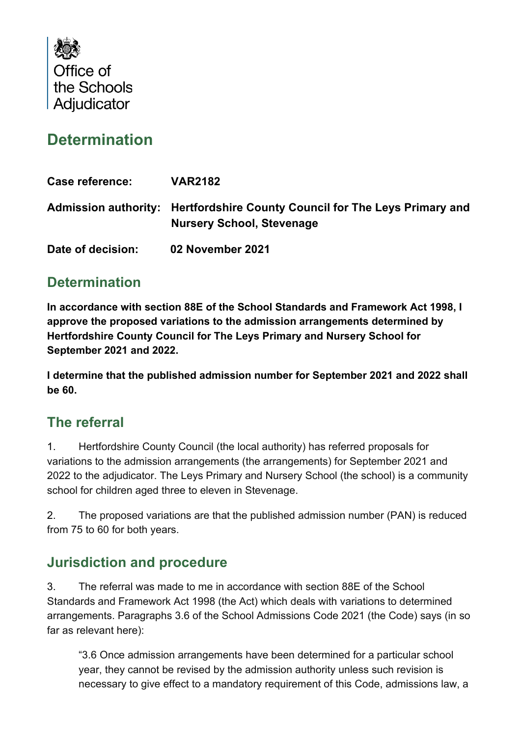Office of the Schools Adjudicator

# Determination

**Case reference:** **VAR2182**

**Admission authority:** **Hertfordshire County Council for The Leys Primary and Nursery School, Stevenage**

**Date of decision:** **02 November 2021**

## Determination

**In accordance with section 88E of the School Standards and Framework Act 1998, I approve the proposed variations to the admission arrangements determined by Hertfordshire County Council for The Leys Primary and Nursery School for September 2021 and 2022.**

**I determine that the published admission number for September 2021 and 2022 shall be 60.**

## The referral

1. Hertfordshire County Council (the local authority) has referred proposals for variations to the admission arrangements (the arrangements) for September 2021 and 2022 to the adjudicator. The Leys Primary and Nursery School (the school) is a community school for children aged three to eleven in Stevenage.

2. The proposed variations are that the published admission number (PAN) is reduced from 75 to 60 for both years.

## Jurisdiction and procedure

3. The referral was made to me in accordance with section 88E of the School Standards and Framework Act 1998 (the Act) which deals with variations to determined arrangements. Paragraphs 3.6 of the School Admissions Code 2021 (the Code) says (in so far as relevant here):

> "3.6 Once admission arrangements have been determined for a particular school year, they cannot be revised by the admission authority unless such revision is necessary to give effect to a mandatory requirement of this Code, admissions law, a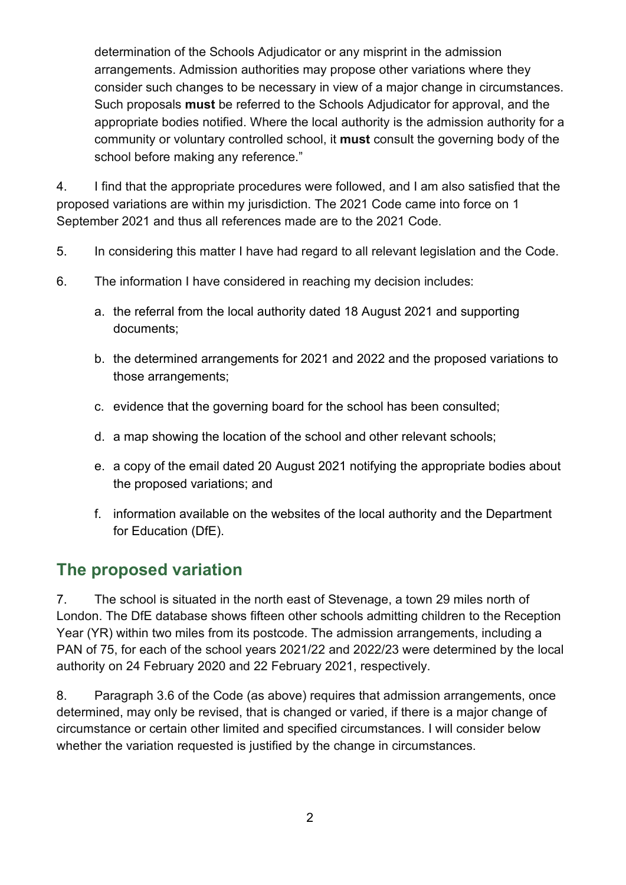determination of the Schools Adjudicator or any misprint in the admission arrangements. Admission authorities may propose other variations where they consider such changes to be necessary in view of a major change in circumstances. Such proposals **must** be referred to the Schools Adjudicator for approval, and the appropriate bodies notified. Where the local authority is the admission authority for a community or voluntary controlled school, it **must** consult the governing body of the school before making any reference."

4. I find that the appropriate procedures were followed, and I am also satisfied that the proposed variations are within my jurisdiction. The 2021 Code came into force on 1 September 2021 and thus all references made are to the 2021 Code.

5. In considering this matter I have had regard to all relevant legislation and the Code.

6. The information I have considered in reaching my decision includes:

   a. the referral from the local authority dated 18 August 2021 and supporting documents;

   b. the determined arrangements for 2021 and 2022 and the proposed variations to those arrangements;

   c. evidence that the governing board for the school has been consulted;

   d. a map showing the location of the school and other relevant schools;

   e. a copy of the email dated 20 August 2021 notifying the appropriate bodies about the proposed variations; and

   f. information available on the websites of the local authority and the Department for Education (DfE).

## The proposed variation

7. The school is situated in the north east of Stevenage, a town 29 miles north of London. The DfE database shows fifteen other schools admitting children to the Reception Year (YR) within two miles from its postcode. The admission arrangements, including a PAN of 75, for each of the school years 2021/22 and 2022/23 were determined by the local authority on 24 February 2020 and 22 February 2021, respectively.

8. Paragraph 3.6 of the Code (as above) requires that admission arrangements, once determined, may only be revised, that is changed or varied, if there is a major change of circumstance or certain other limited and specified circumstances. I will consider below whether the variation requested is justified by the change in circumstances.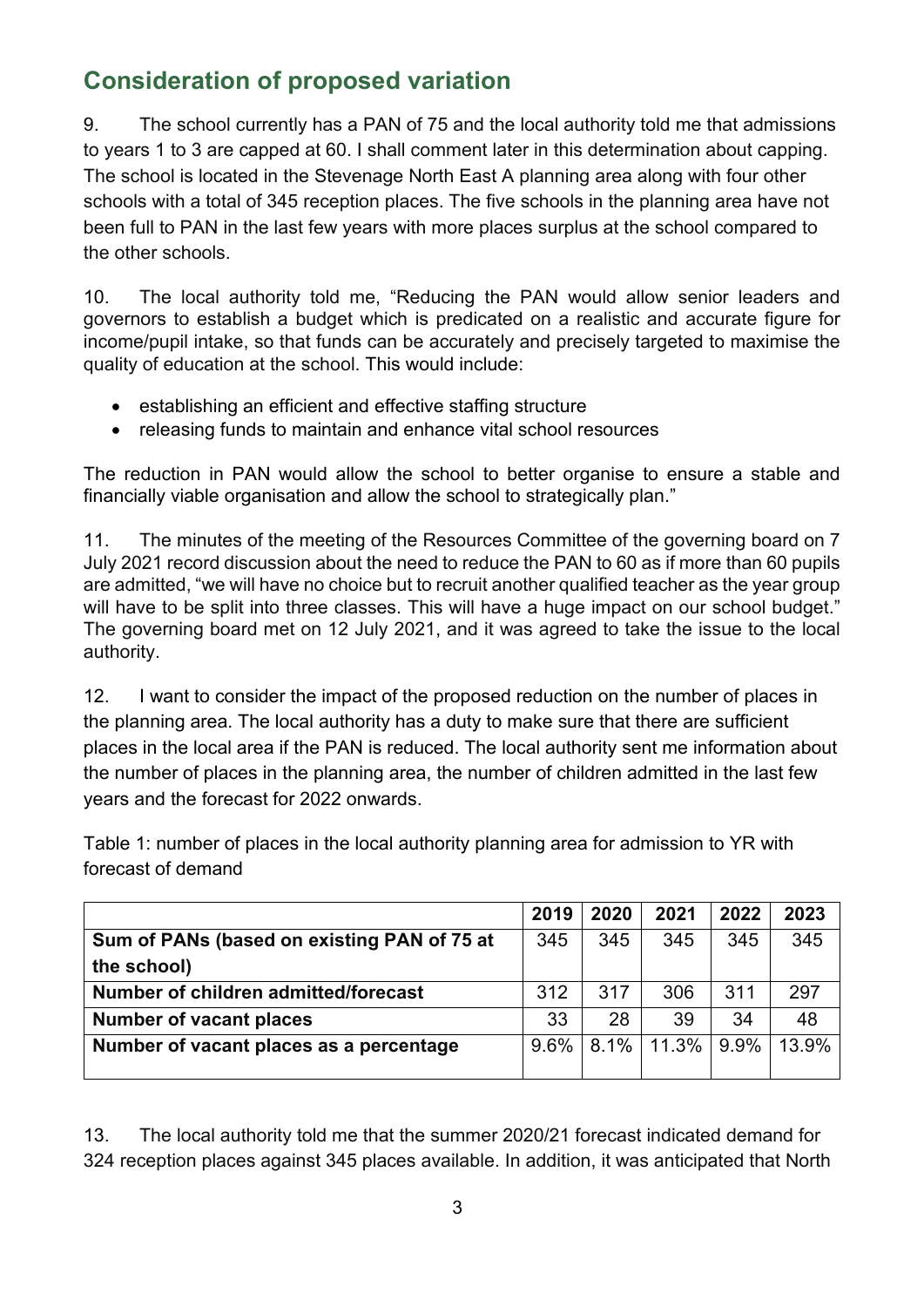## Consideration of proposed variation

9. The school currently has a PAN of 75 and the local authority told me that admissions to years 1 to 3 are capped at 60. I shall comment later in this determination about capping. The school is located in the Stevenage North East A planning area along with four other schools with a total of 345 reception places. The five schools in the planning area have not been full to PAN in the last few years with more places surplus at the school compared to the other schools.

10. The local authority told me, "Reducing the PAN would allow senior leaders and governors to establish a budget which is predicated on a realistic and accurate figure for income/pupil intake, so that funds can be accurately and precisely targeted to maximise the quality of education at the school. This would include:

- establishing an efficient and effective staffing structure
- releasing funds to maintain and enhance vital school resources

The reduction in PAN would allow the school to better organise to ensure a stable and financially viable organisation and allow the school to strategically plan."

11. The minutes of the meeting of the Resources Committee of the governing board on 7 July 2021 record discussion about the need to reduce the PAN to 60 as if more than 60 pupils are admitted, "we will have no choice but to recruit another qualified teacher as the year group will have to be split into three classes. This will have a huge impact on our school budget." The governing board met on 12 July 2021, and it was agreed to take the issue to the local authority.

12. I want to consider the impact of the proposed reduction on the number of places in the planning area. The local authority has a duty to make sure that there are sufficient places in the local area if the PAN is reduced. The local authority sent me information about the number of places in the planning area, the number of children admitted in the last few years and the forecast for 2022 onwards.

Table 1: number of places in the local authority planning area for admission to YR with forecast of demand

| | 2019 | 2020 | 2021 | 2022 | 2023 |
|---|---|---|---|---|---|
| **Sum of PANs (based on existing PAN of 75 at the school)** | 345 | 345 | 345 | 345 | 345 |
| **Number of children admitted/forecast** | 312 | 317 | 306 | 311 | 297 |
| **Number of vacant places** | 33 | 28 | 39 | 34 | 48 |
| **Number of vacant places as a percentage** | 9.6% | 8.1% | 11.3% | 9.9% | 13.9% |

13. The local authority told me that the summer 2020/21 forecast indicated demand for 324 reception places against 345 places available. In addition, it was anticipated that North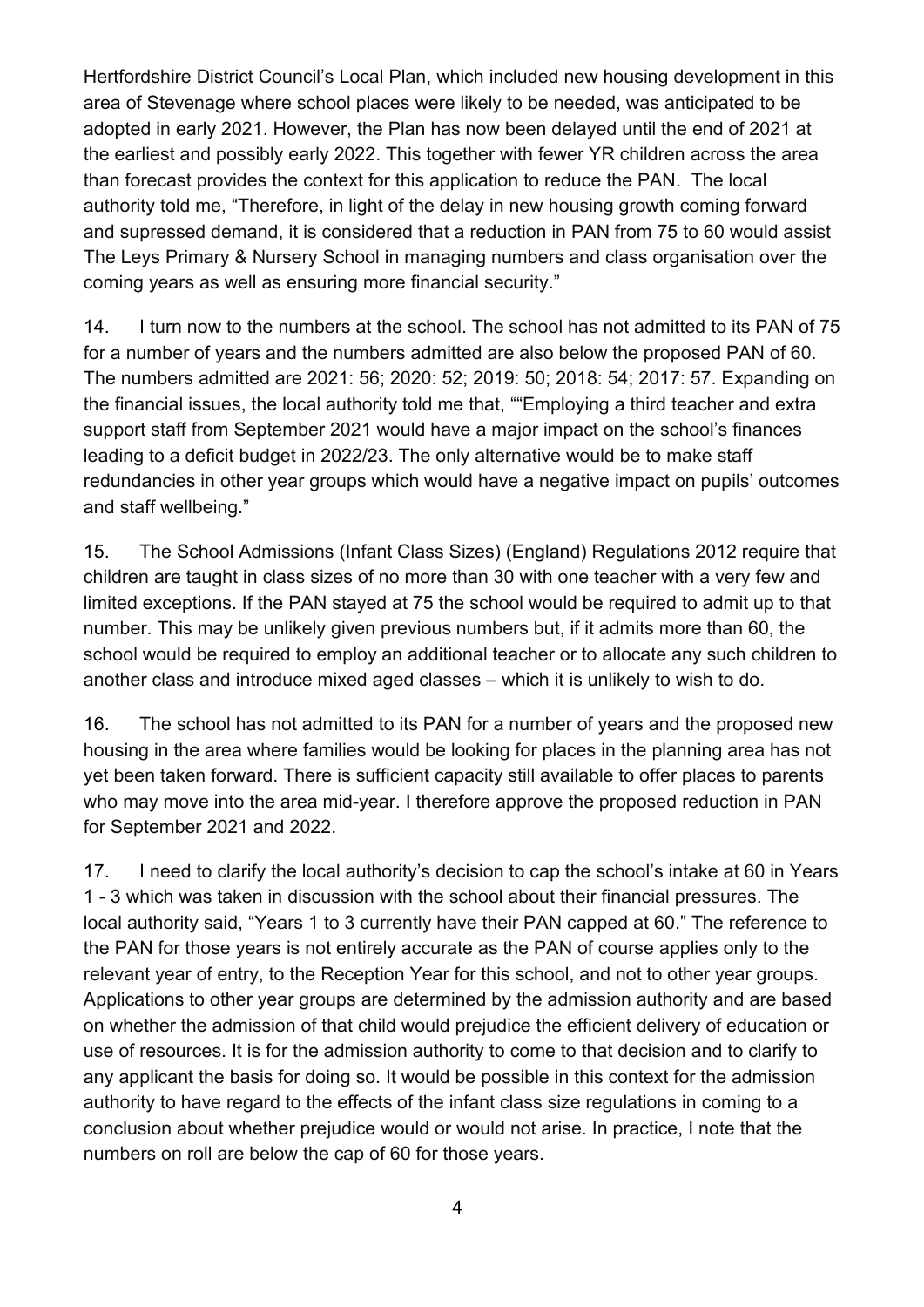Hertfordshire District Council's Local Plan, which included new housing development in this area of Stevenage where school places were likely to be needed, was anticipated to be adopted in early 2021. However, the Plan has now been delayed until the end of 2021 at the earliest and possibly early 2022. This together with fewer YR children across the area than forecast provides the context for this application to reduce the PAN. The local authority told me, "Therefore, in light of the delay in new housing growth coming forward and supressed demand, it is considered that a reduction in PAN from 75 to 60 would assist The Leys Primary & Nursery School in managing numbers and class organisation over the coming years as well as ensuring more financial security."

14. I turn now to the numbers at the school. The school has not admitted to its PAN of 75 for a number of years and the numbers admitted are also below the proposed PAN of 60. The numbers admitted are 2021: 56; 2020: 52; 2019: 50; 2018: 54; 2017: 57. Expanding on the financial issues, the local authority told me that, ""Employing a third teacher and extra support staff from September 2021 would have a major impact on the school's finances leading to a deficit budget in 2022/23. The only alternative would be to make staff redundancies in other year groups which would have a negative impact on pupils' outcomes and staff wellbeing."

15. The School Admissions (Infant Class Sizes) (England) Regulations 2012 require that children are taught in class sizes of no more than 30 with one teacher with a very few and limited exceptions. If the PAN stayed at 75 the school would be required to admit up to that number. This may be unlikely given previous numbers but, if it admits more than 60, the school would be required to employ an additional teacher or to allocate any such children to another class and introduce mixed aged classes – which it is unlikely to wish to do.

16. The school has not admitted to its PAN for a number of years and the proposed new housing in the area where families would be looking for places in the planning area has not yet been taken forward. There is sufficient capacity still available to offer places to parents who may move into the area mid-year. I therefore approve the proposed reduction in PAN for September 2021 and 2022.

17. I need to clarify the local authority's decision to cap the school's intake at 60 in Years 1 - 3 which was taken in discussion with the school about their financial pressures. The local authority said, "Years 1 to 3 currently have their PAN capped at 60." The reference to the PAN for those years is not entirely accurate as the PAN of course applies only to the relevant year of entry, to the Reception Year for this school, and not to other year groups. Applications to other year groups are determined by the admission authority and are based on whether the admission of that child would prejudice the efficient delivery of education or use of resources. It is for the admission authority to come to that decision and to clarify to any applicant the basis for doing so. It would be possible in this context for the admission authority to have regard to the effects of the infant class size regulations in coming to a conclusion about whether prejudice would or would not arise. In practice, I note that the numbers on roll are below the cap of 60 for those years.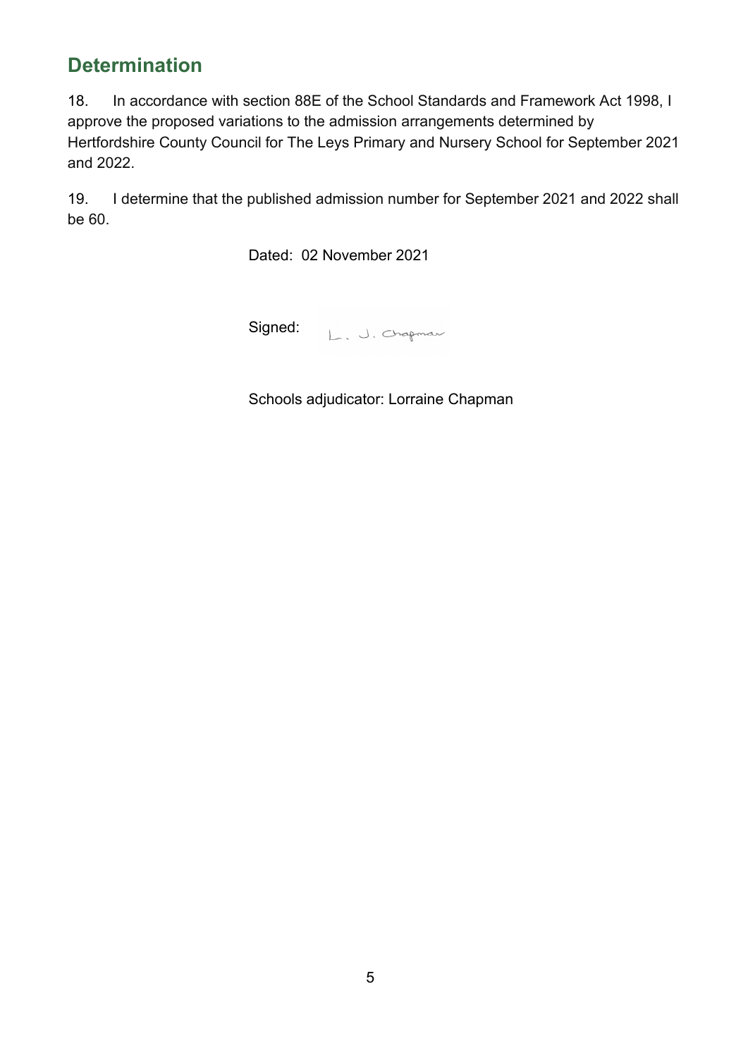## Determination

18. In accordance with section 88E of the School Standards and Framework Act 1998, I approve the proposed variations to the admission arrangements determined by Hertfordshire County Council for The Leys Primary and Nursery School for September 2021 and 2022.

19. I determine that the published admission number for September 2021 and 2022 shall be 60.

Dated: 02 November 2021

Signed: L. J. Chapman

Schools adjudicator: Lorraine Chapman